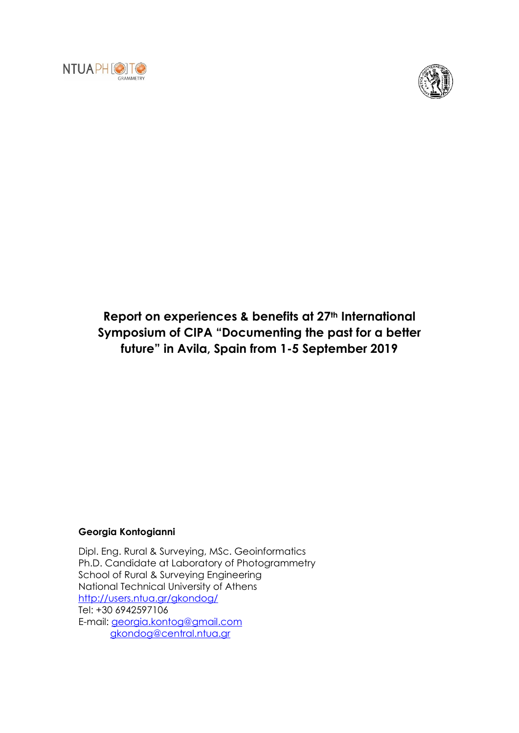NTUAPH[O]TO GRAMMETRY

# Report on experiences & benefits at 27th International Symposium of CIPA "Documenting the past for a better future" in Avila, Spain from 1-5 September 2019

**Georgia Kontogianni**

Dipl. Eng. Rural & Surveying, MSc. Geoinformatics
Ph.D. Candidate at Laboratory of Photogrammetry
School of Rural & Surveying Engineering
National Technical University of Athens
http://users.ntua.gr/gkondog/
Tel: +30 6942597106
E-mail: georgia.kontog@gmail.com
gkondog@central.ntua.gr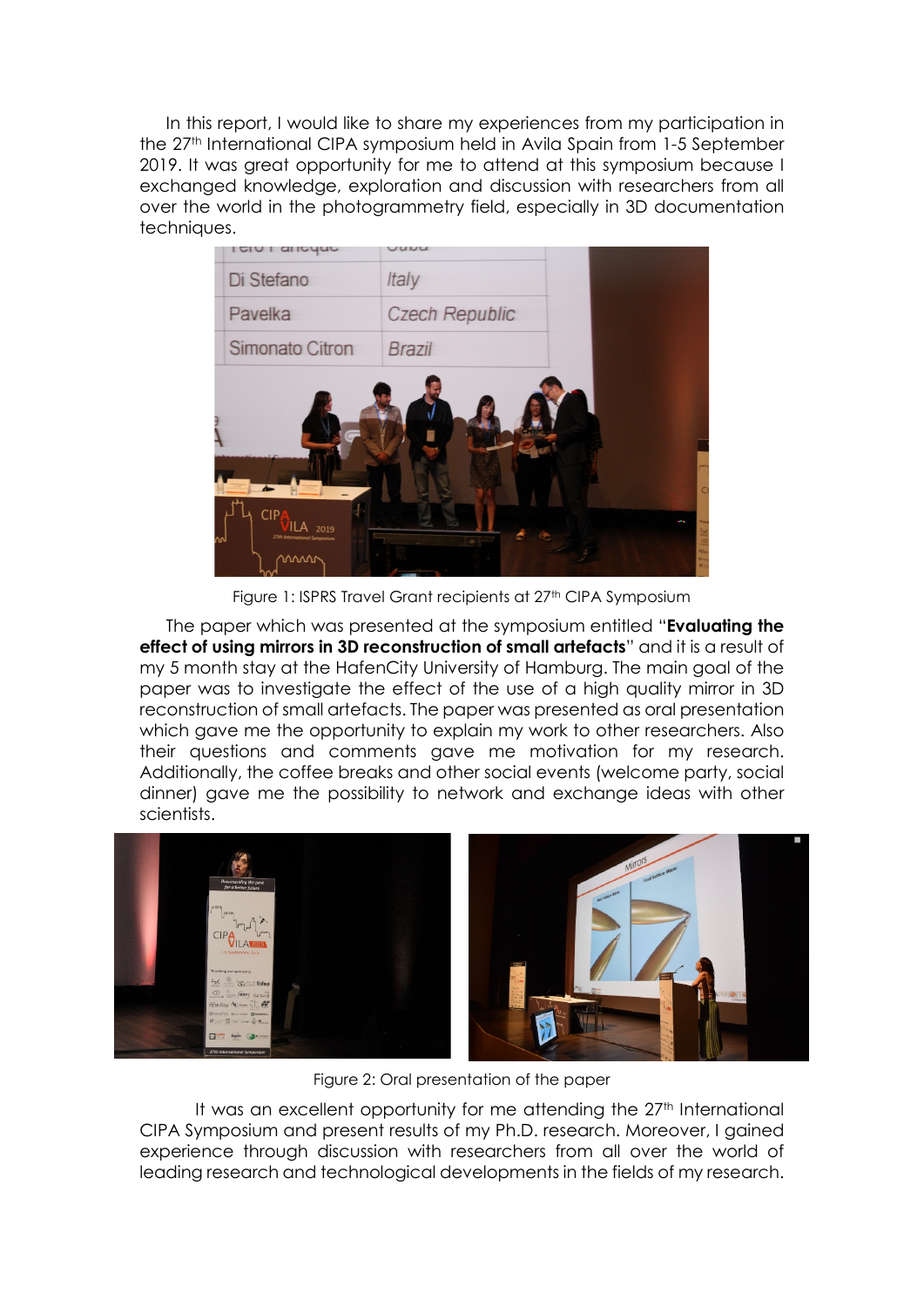In this report, I would like to share my experiences from my participation in the 27th International CIPA symposium held in Avila Spain from 1-5 September 2019. It was great opportunity for me to attend at this symposium because I exchanged knowledge, exploration and discussion with researchers from all over the world in the photogrammetry field, especially in 3D documentation techniques.

Figure 1: ISPRS Travel Grant recipients at 27th CIPA Symposium

The paper which was presented at the symposium entitled "**Evaluating the effect of using mirrors in 3D reconstruction of small artefacts**" and it is a result of my 5 month stay at the HafenCity University of Hamburg. The main goal of the paper was to investigate the effect of the use of a high quality mirror in 3D reconstruction of small artefacts. The paper was presented as oral presentation which gave me the opportunity to explain my work to other researchers. Also their questions and comments gave me motivation for my research. Additionally, the coffee breaks and other social events (welcome party, social dinner) gave me the possibility to network and exchange ideas with other scientists.

Figure 2: Oral presentation of the paper

It was an excellent opportunity for me attending the 27th International CIPA Symposium and present results of my Ph.D. research. Moreover, I gained experience through discussion with researchers from all over the world of leading research and technological developments in the fields of my research.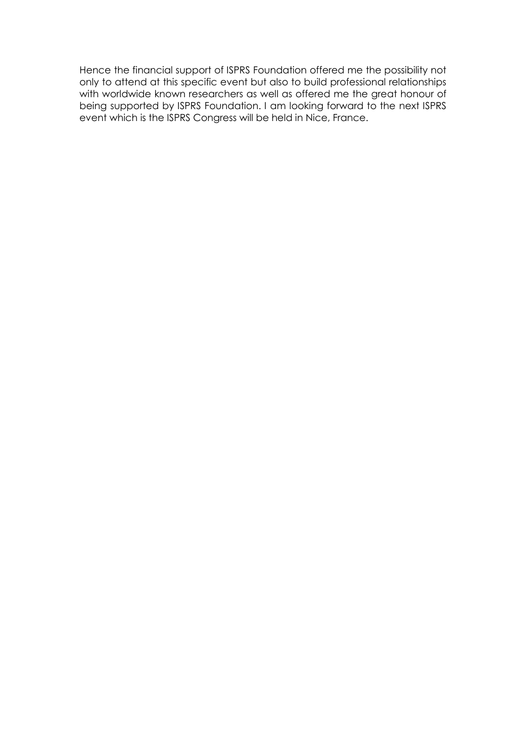Hence the financial support of ISPRS Foundation offered me the possibility not only to attend at this specific event but also to build professional relationships with worldwide known researchers as well as offered me the great honour of being supported by ISPRS Foundation. I am looking forward to the next ISPRS event which is the ISPRS Congress will be held in Nice, France.